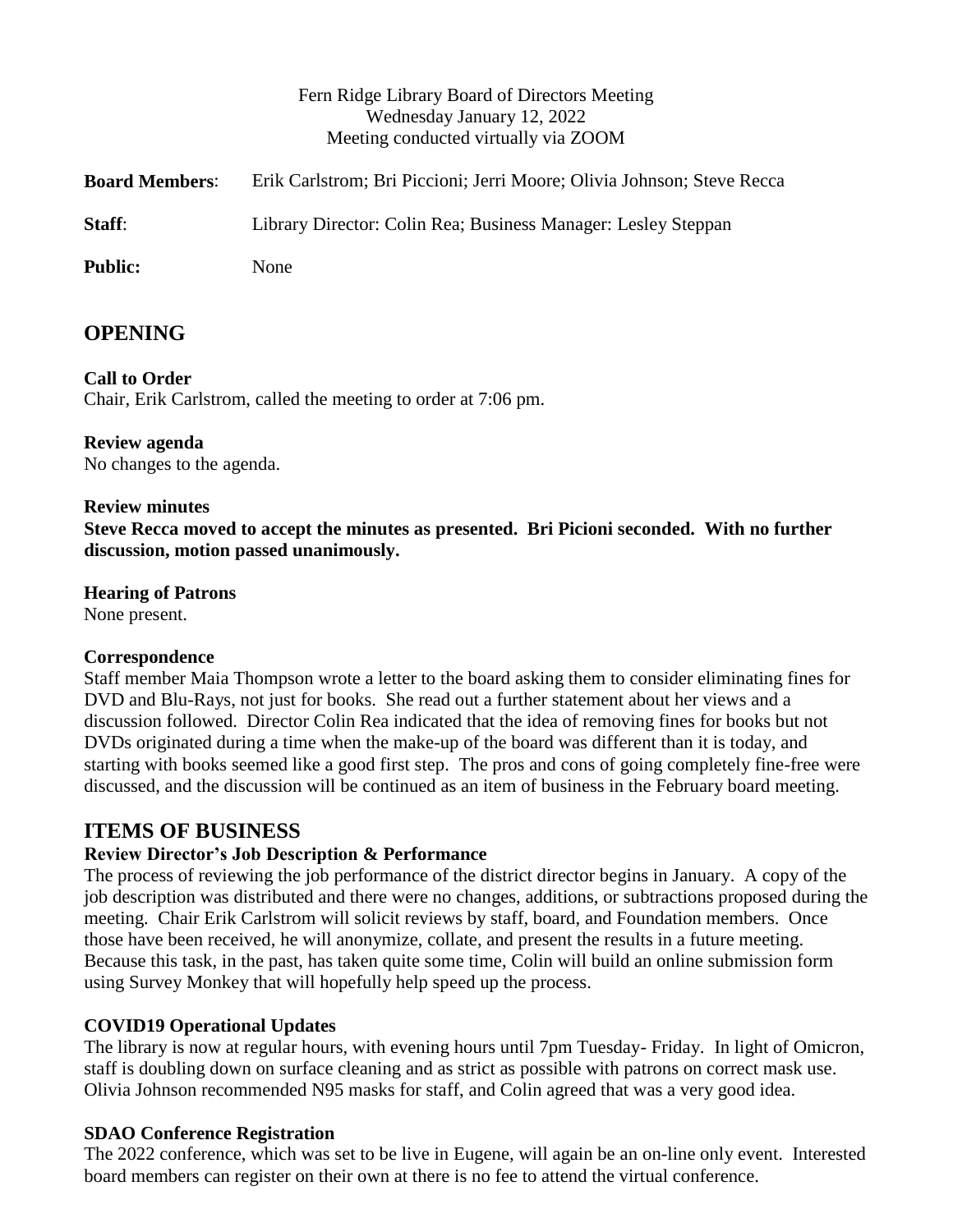Fern Ridge Library Board of Directors Meeting
Wednesday January 12, 2022
Meeting conducted virtually via ZOOM

**Board Members**: Erik Carlstrom; Bri Piccioni; Jerri Moore; Olivia Johnson; Steve Recca

**Staff**: Library Director: Colin Rea; Business Manager: Lesley Steppan

**Public:** None

## OPENING

**Call to Order**
Chair, Erik Carlstrom, called the meeting to order at 7:06 pm.

**Review agenda**
No changes to the agenda.

**Review minutes**
**Steve Recca moved to accept the minutes as presented. Bri Picioni seconded. With no further discussion, motion passed unanimously.**

**Hearing of Patrons**
None present.

**Correspondence**
Staff member Maia Thompson wrote a letter to the board asking them to consider eliminating fines for DVD and Blu-Rays, not just for books. She read out a further statement about her views and a discussion followed. Director Colin Rea indicated that the idea of removing fines for books but not DVDs originated during a time when the make-up of the board was different than it is today, and starting with books seemed like a good first step. The pros and cons of going completely fine-free were discussed, and the discussion will be continued as an item of business in the February board meeting.

## ITEMS OF BUSINESS

**Review Director's Job Description & Performance**
The process of reviewing the job performance of the district director begins in January. A copy of the job description was distributed and there were no changes, additions, or subtractions proposed during the meeting. Chair Erik Carlstrom will solicit reviews by staff, board, and Foundation members. Once those have been received, he will anonymize, collate, and present the results in a future meeting. Because this task, in the past, has taken quite some time, Colin will build an online submission form using Survey Monkey that will hopefully help speed up the process.

**COVID19 Operational Updates**
The library is now at regular hours, with evening hours until 7pm Tuesday- Friday. In light of Omicron, staff is doubling down on surface cleaning and as strict as possible with patrons on correct mask use. Olivia Johnson recommended N95 masks for staff, and Colin agreed that was a very good idea.

**SDAO Conference Registration**
The 2022 conference, which was set to be live in Eugene, will again be an on-line only event. Interested board members can register on their own at there is no fee to attend the virtual conference.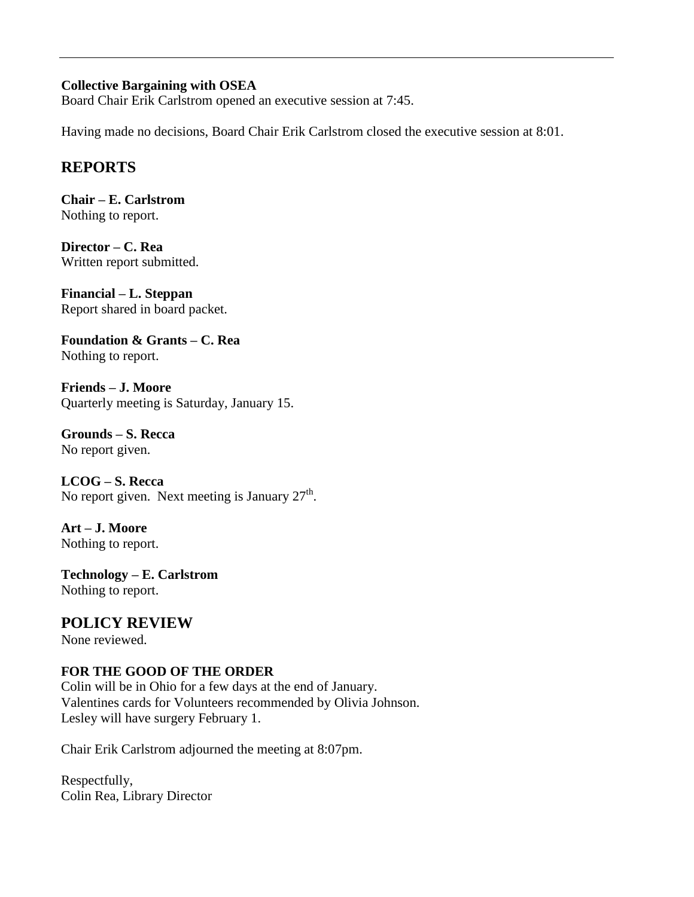---

**Collective Bargaining with OSEA**
Board Chair Erik Carlstrom opened an executive session at 7:45.

Having made no decisions, Board Chair Erik Carlstrom closed the executive session at 8:01.

## REPORTS

**Chair – E. Carlstrom**
Nothing to report.

**Director – C. Rea**
Written report submitted.

**Financial – L. Steppan**
Report shared in board packet.

**Foundation & Grants – C. Rea**
Nothing to report.

**Friends – J. Moore**
Quarterly meeting is Saturday, January 15.

**Grounds – S. Recca**
No report given.

**LCOG – S. Recca**
No report given. Next meeting is January 27th.

**Art – J. Moore**
Nothing to report.

**Technology – E. Carlstrom**
Nothing to report.

## POLICY REVIEW

None reviewed.

**FOR THE GOOD OF THE ORDER**
Colin will be in Ohio for a few days at the end of January.
Valentines cards for Volunteers recommended by Olivia Johnson.
Lesley will have surgery February 1.

Chair Erik Carlstrom adjourned the meeting at 8:07pm.

Respectfully,
Colin Rea, Library Director